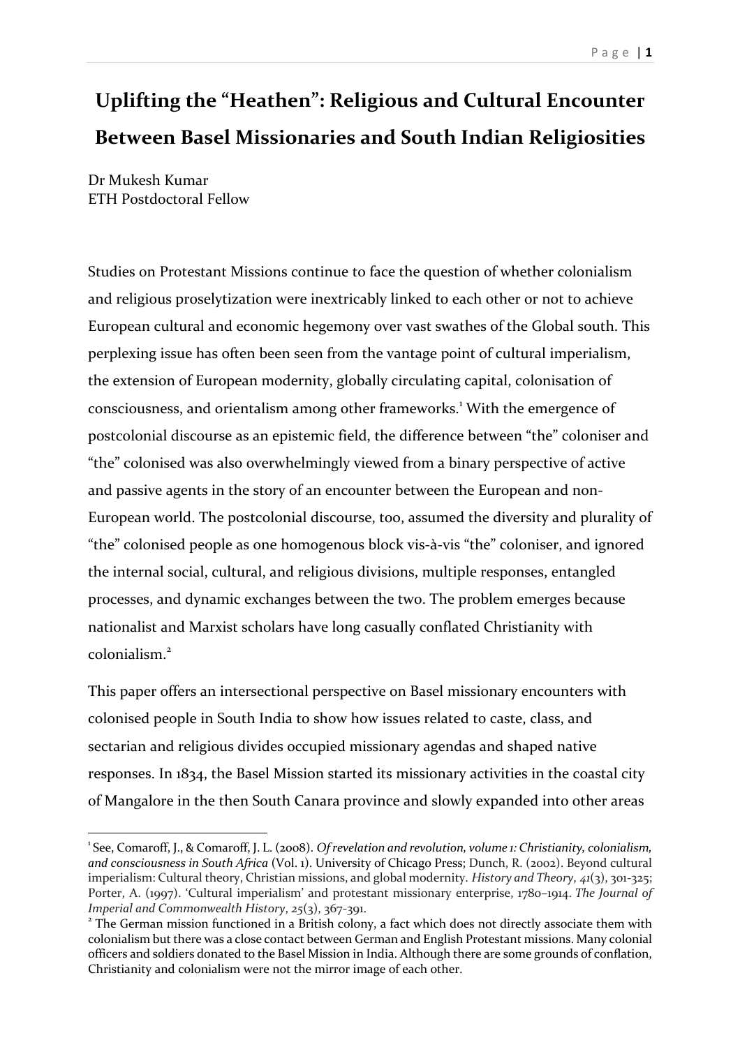# Uplifting the "Heathen": Religious and Cultural Encounter Between Basel Missionaries and South Indian Religiosities

Dr Mukesh Kumar
ETH Postdoctoral Fellow

Studies on Protestant Missions continue to face the question of whether colonialism and religious proselytization were inextricably linked to each other or not to achieve European cultural and economic hegemony over vast swathes of the Global south. This perplexing issue has often been seen from the vantage point of cultural imperialism, the extension of European modernity, globally circulating capital, colonisation of consciousness, and orientalism among other frameworks.[1] With the emergence of postcolonial discourse as an epistemic field, the difference between "the" coloniser and "the" colonised was also overwhelmingly viewed from a binary perspective of active and passive agents in the story of an encounter between the European and non-European world. The postcolonial discourse, too, assumed the diversity and plurality of "the" colonised people as one homogenous block vis-à-vis "the" coloniser, and ignored the internal social, cultural, and religious divisions, multiple responses, entangled processes, and dynamic exchanges between the two. The problem emerges because nationalist and Marxist scholars have long casually conflated Christianity with colonialism.[2]

This paper offers an intersectional perspective on Basel missionary encounters with colonised people in South India to show how issues related to caste, class, and sectarian and religious divides occupied missionary agendas and shaped native responses. In 1834, the Basel Mission started its missionary activities in the coastal city of Mangalore in the then South Canara province and slowly expanded into other areas

---

[1] See, Comaroff, J., & Comaroff, J. L. (2008). *Of revelation and revolution, volume 1: Christianity, colonialism, and consciousness in South Africa* (Vol. 1). University of Chicago Press; Dunch, R. (2002). Beyond cultural imperialism: Cultural theory, Christian missions, and global modernity. *History and Theory*, *41*(3), 301-325; Porter, A. (1997). 'Cultural imperialism' and protestant missionary enterprise, 1780–1914. *The Journal of Imperial and Commonwealth History*, *25*(3), 367-391.

[2] The German mission functioned in a British colony, a fact which does not directly associate them with colonialism but there was a close contact between German and English Protestant missions. Many colonial officers and soldiers donated to the Basel Mission in India. Although there are some grounds of conflation, Christianity and colonialism were not the mirror image of each other.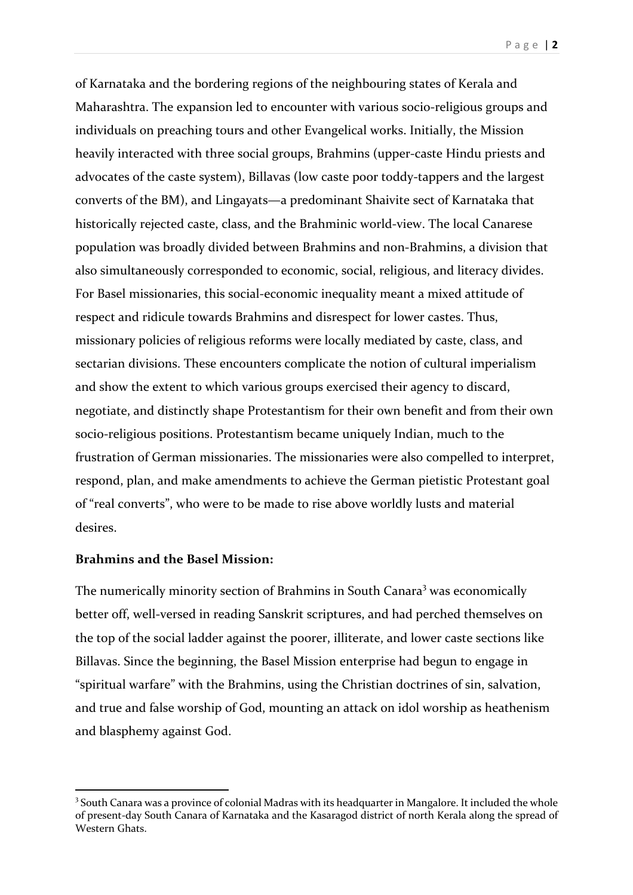of Karnataka and the bordering regions of the neighbouring states of Kerala and Maharashtra. The expansion led to encounter with various socio-religious groups and individuals on preaching tours and other Evangelical works. Initially, the Mission heavily interacted with three social groups, Brahmins (upper-caste Hindu priests and advocates of the caste system), Billavas (low caste poor toddy-tappers and the largest converts of the BM), and Lingayats—a predominant Shaivite sect of Karnataka that historically rejected caste, class, and the Brahminic world-view. The local Canarese population was broadly divided between Brahmins and non-Brahmins, a division that also simultaneously corresponded to economic, social, religious, and literacy divides. For Basel missionaries, this social-economic inequality meant a mixed attitude of respect and ridicule towards Brahmins and disrespect for lower castes. Thus, missionary policies of religious reforms were locally mediated by caste, class, and sectarian divisions. These encounters complicate the notion of cultural imperialism and show the extent to which various groups exercised their agency to discard, negotiate, and distinctly shape Protestantism for their own benefit and from their own socio-religious positions. Protestantism became uniquely Indian, much to the frustration of German missionaries. The missionaries were also compelled to interpret, respond, plan, and make amendments to achieve the German pietistic Protestant goal of "real converts", who were to be made to rise above worldly lusts and material desires.

**Brahmins and the Basel Mission:**

The numerically minority section of Brahmins in South Canara[3] was economically better off, well-versed in reading Sanskrit scriptures, and had perched themselves on the top of the social ladder against the poorer, illiterate, and lower caste sections like Billavas. Since the beginning, the Basel Mission enterprise had begun to engage in "spiritual warfare" with the Brahmins, using the Christian doctrines of sin, salvation, and true and false worship of God, mounting an attack on idol worship as heathenism and blasphemy against God.

[3] South Canara was a province of colonial Madras with its headquarter in Mangalore. It included the whole of present-day South Canara of Karnataka and the Kasaragod district of north Kerala along the spread of Western Ghats.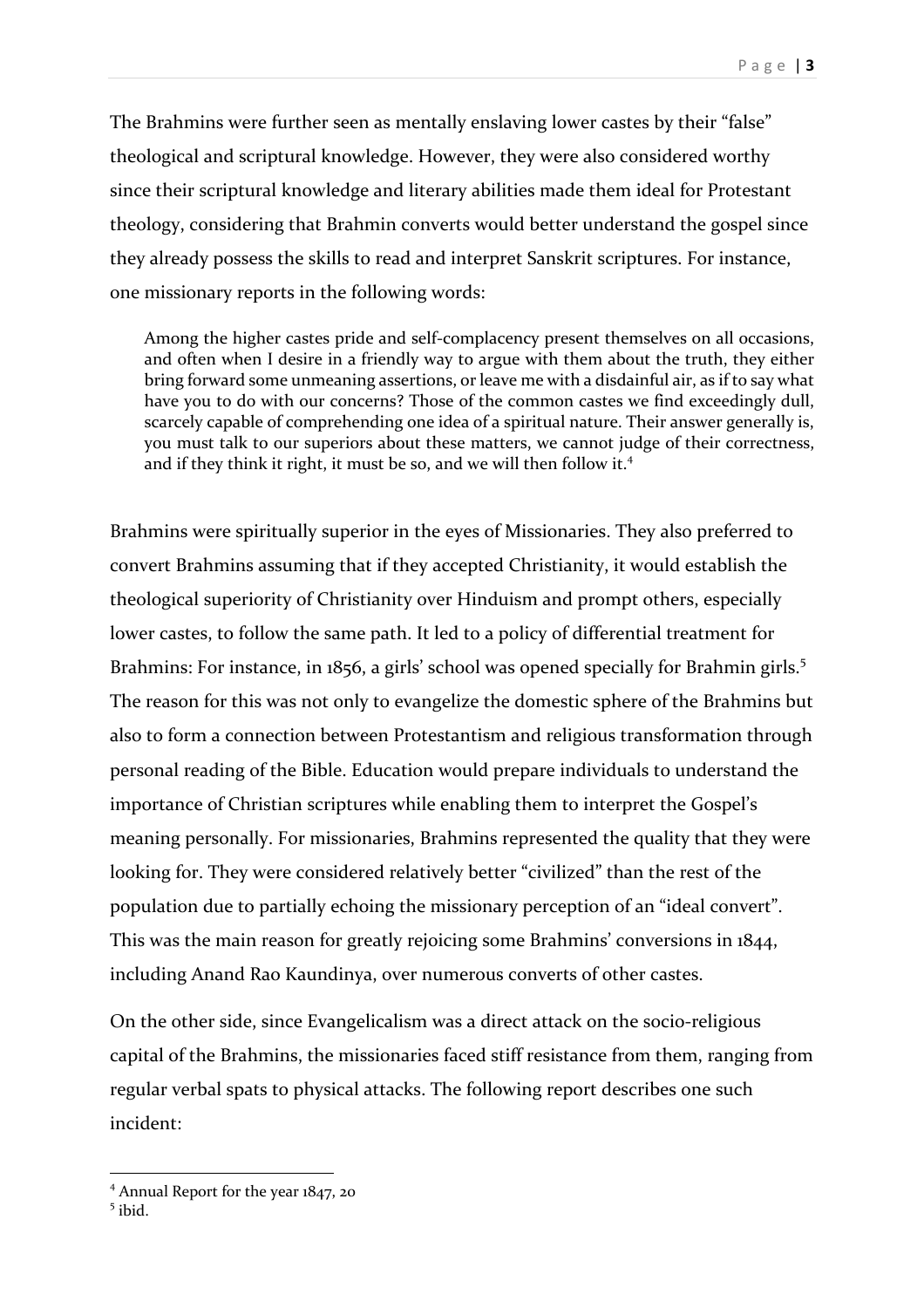The Brahmins were further seen as mentally enslaving lower castes by their "false" theological and scriptural knowledge. However, they were also considered worthy since their scriptural knowledge and literary abilities made them ideal for Protestant theology, considering that Brahmin converts would better understand the gospel since they already possess the skills to read and interpret Sanskrit scriptures. For instance, one missionary reports in the following words:

> Among the higher castes pride and self-complacency present themselves on all occasions, and often when I desire in a friendly way to argue with them about the truth, they either bring forward some unmeaning assertions, or leave me with a disdainful air, as if to say what have you to do with our concerns? Those of the common castes we find exceedingly dull, scarcely capable of comprehending one idea of a spiritual nature. Their answer generally is, you must talk to our superiors about these matters, we cannot judge of their correctness, and if they think it right, it must be so, and we will then follow it.[4]

Brahmins were spiritually superior in the eyes of Missionaries. They also preferred to convert Brahmins assuming that if they accepted Christianity, it would establish the theological superiority of Christianity over Hinduism and prompt others, especially lower castes, to follow the same path. It led to a policy of differential treatment for Brahmins: For instance, in 1856, a girls' school was opened specially for Brahmin girls.[5] The reason for this was not only to evangelize the domestic sphere of the Brahmins but also to form a connection between Protestantism and religious transformation through personal reading of the Bible. Education would prepare individuals to understand the importance of Christian scriptures while enabling them to interpret the Gospel's meaning personally. For missionaries, Brahmins represented the quality that they were looking for. They were considered relatively better "civilized" than the rest of the population due to partially echoing the missionary perception of an "ideal convert". This was the main reason for greatly rejoicing some Brahmins' conversions in 1844, including Anand Rao Kaundinya, over numerous converts of other castes.

On the other side, since Evangelicalism was a direct attack on the socio-religious capital of the Brahmins, the missionaries faced stiff resistance from them, ranging from regular verbal spats to physical attacks. The following report describes one such incident:

---

[4] Annual Report for the year 1847, 20

[5] ibid.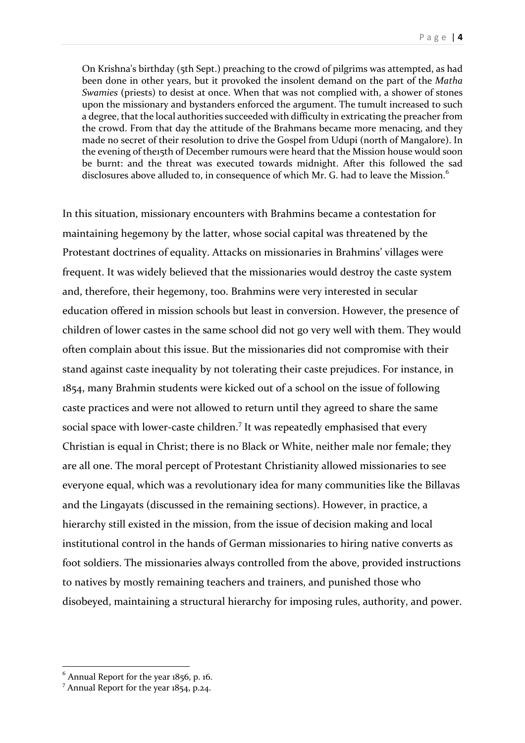> On Krishna's birthday (5th Sept.) preaching to the crowd of pilgrims was attempted, as had been done in other years, but it provoked the insolent demand on the part of the *Matha Swamies* (priests) to desist at once. When that was not complied with, a shower of stones upon the missionary and bystanders enforced the argument. The tumult increased to such a degree, that the local authorities succeeded with difficulty in extricating the preacher from the crowd. From that day the attitude of the Brahmans became more menacing, and they made no secret of their resolution to drive the Gospel from Udupi (north of Mangalore). In the evening of the15th of December rumours were heard that the Mission house would soon be burnt: and the threat was executed towards midnight. After this followed the sad disclosures above alluded to, in consequence of which Mr. G. had to leave the Mission.[6]

In this situation, missionary encounters with Brahmins became a contestation for maintaining hegemony by the latter, whose social capital was threatened by the Protestant doctrines of equality. Attacks on missionaries in Brahmins' villages were frequent. It was widely believed that the missionaries would destroy the caste system and, therefore, their hegemony, too. Brahmins were very interested in secular education offered in mission schools but least in conversion. However, the presence of children of lower castes in the same school did not go very well with them. They would often complain about this issue. But the missionaries did not compromise with their stand against caste inequality by not tolerating their caste prejudices. For instance, in 1854, many Brahmin students were kicked out of a school on the issue of following caste practices and were not allowed to return until they agreed to share the same social space with lower-caste children.[7] It was repeatedly emphasised that every Christian is equal in Christ; there is no Black or White, neither male nor female; they are all one. The moral percept of Protestant Christianity allowed missionaries to see everyone equal, which was a revolutionary idea for many communities like the Billavas and the Lingayats (discussed in the remaining sections). However, in practice, a hierarchy still existed in the mission, from the issue of decision making and local institutional control in the hands of German missionaries to hiring native converts as foot soldiers. The missionaries always controlled from the above, provided instructions to natives by mostly remaining teachers and trainers, and punished those who disobeyed, maintaining a structural hierarchy for imposing rules, authority, and power.

---

[6] Annual Report for the year 1856, p. 16.

[7] Annual Report for the year 1854, p.24.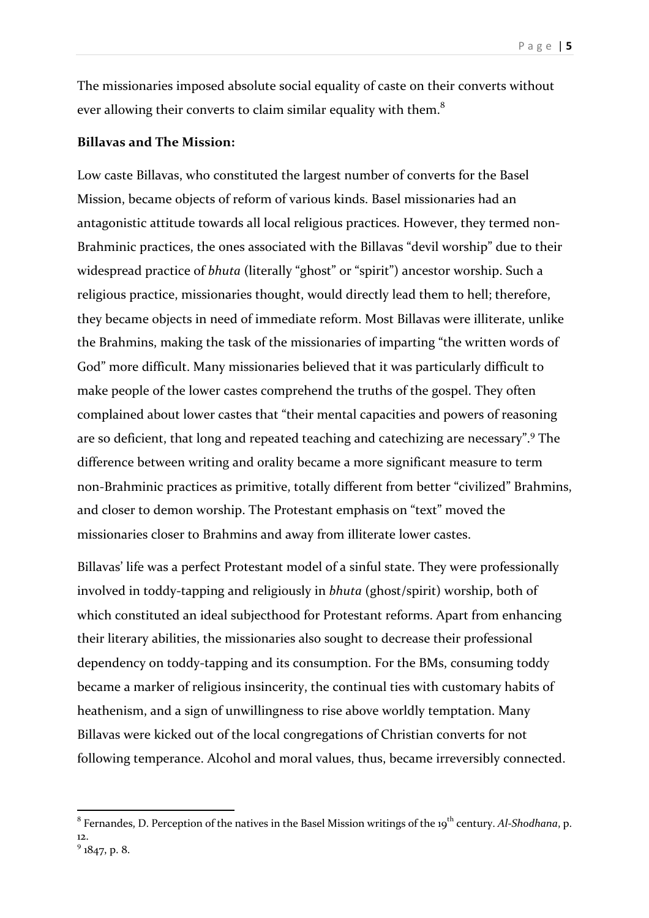The missionaries imposed absolute social equality of caste on their converts without ever allowing their converts to claim similar equality with them.[8]

**Billavas and The Mission:**

Low caste Billavas, who constituted the largest number of converts for the Basel Mission, became objects of reform of various kinds. Basel missionaries had an antagonistic attitude towards all local religious practices. However, they termed non-Brahminic practices, the ones associated with the Billavas "devil worship" due to their widespread practice of *bhuta* (literally "ghost" or "spirit") ancestor worship. Such a religious practice, missionaries thought, would directly lead them to hell; therefore, they became objects in need of immediate reform. Most Billavas were illiterate, unlike the Brahmins, making the task of the missionaries of imparting "the written words of God" more difficult. Many missionaries believed that it was particularly difficult to make people of the lower castes comprehend the truths of the gospel. They often complained about lower castes that "their mental capacities and powers of reasoning are so deficient, that long and repeated teaching and catechizing are necessary".[9] The difference between writing and orality became a more significant measure to term non-Brahminic practices as primitive, totally different from better "civilized" Brahmins, and closer to demon worship. The Protestant emphasis on "text" moved the missionaries closer to Brahmins and away from illiterate lower castes.

Billavas' life was a perfect Protestant model of a sinful state. They were professionally involved in toddy-tapping and religiously in *bhuta* (ghost/spirit) worship, both of which constituted an ideal subjecthood for Protestant reforms. Apart from enhancing their literary abilities, the missionaries also sought to decrease their professional dependency on toddy-tapping and its consumption. For the BMs, consuming toddy became a marker of religious insincerity, the continual ties with customary habits of heathenism, and a sign of unwillingness to rise above worldly temptation. Many Billavas were kicked out of the local congregations of Christian converts for not following temperance. Alcohol and moral values, thus, became irreversibly connected.

---

[8] Fernandes, D. Perception of the natives in the Basel Mission writings of the 19th century. *Al-Shodhana*, p. 12.

[9] 1847, p. 8.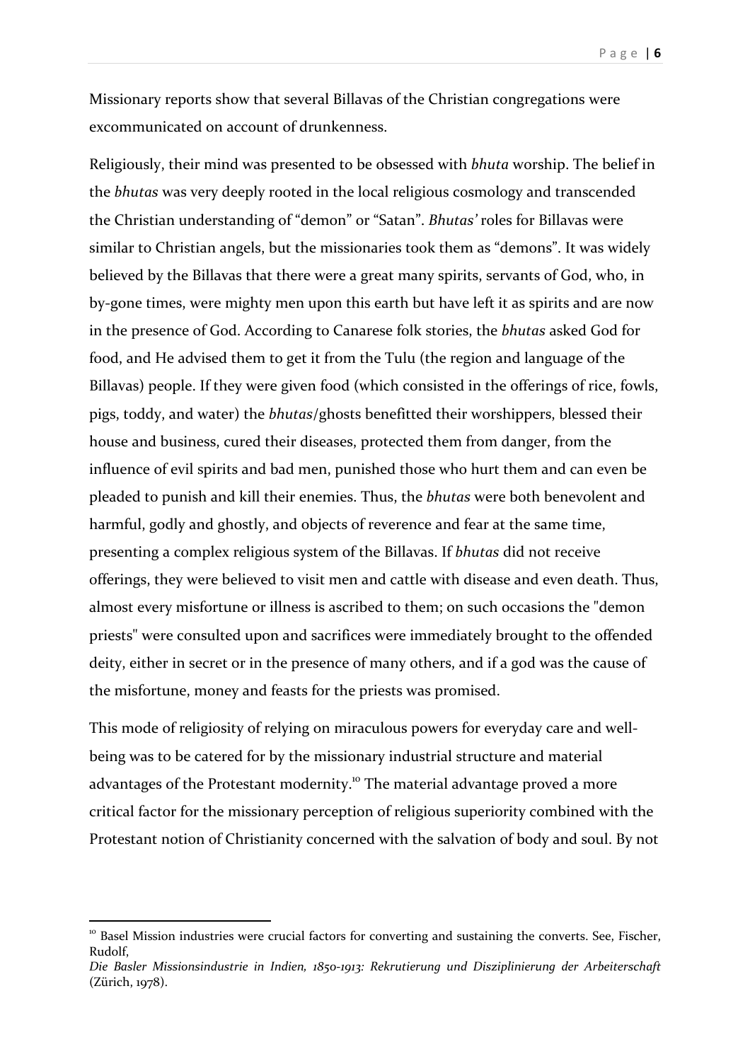Missionary reports show that several Billavas of the Christian congregations were excommunicated on account of drunkenness.

Religiously, their mind was presented to be obsessed with *bhuta* worship. The belief in the *bhutas* was very deeply rooted in the local religious cosmology and transcended the Christian understanding of "demon" or "Satan". *Bhutas'* roles for Billavas were similar to Christian angels, but the missionaries took them as "demons". It was widely believed by the Billavas that there were a great many spirits, servants of God, who, in by-gone times, were mighty men upon this earth but have left it as spirits and are now in the presence of God. According to Canarese folk stories, the *bhutas* asked God for food, and He advised them to get it from the Tulu (the region and language of the Billavas) people. If they were given food (which consisted in the offerings of rice, fowls, pigs, toddy, and water) the *bhutas*/ghosts benefitted their worshippers, blessed their house and business, cured their diseases, protected them from danger, from the influence of evil spirits and bad men, punished those who hurt them and can even be pleaded to punish and kill their enemies. Thus, the *bhutas* were both benevolent and harmful, godly and ghostly, and objects of reverence and fear at the same time, presenting a complex religious system of the Billavas. If *bhutas* did not receive offerings, they were believed to visit men and cattle with disease and even death. Thus, almost every misfortune or illness is ascribed to them; on such occasions the "demon priests" were consulted upon and sacrifices were immediately brought to the offended deity, either in secret or in the presence of many others, and if a god was the cause of the misfortune, money and feasts for the priests was promised.

This mode of religiosity of relying on miraculous powers for everyday care and well-being was to be catered for by the missionary industrial structure and material advantages of the Protestant modernity.[10] The material advantage proved a more critical factor for the missionary perception of religious superiority combined with the Protestant notion of Christianity concerned with the salvation of body and soul. By not

---

[10] Basel Mission industries were crucial factors for converting and sustaining the converts. See, Fischer, Rudolf, *Die Basler Missionsindustrie in Indien, 1850-1913: Rekrutierung und Disziplinierung der Arbeiterschaft* (Zürich, 1978).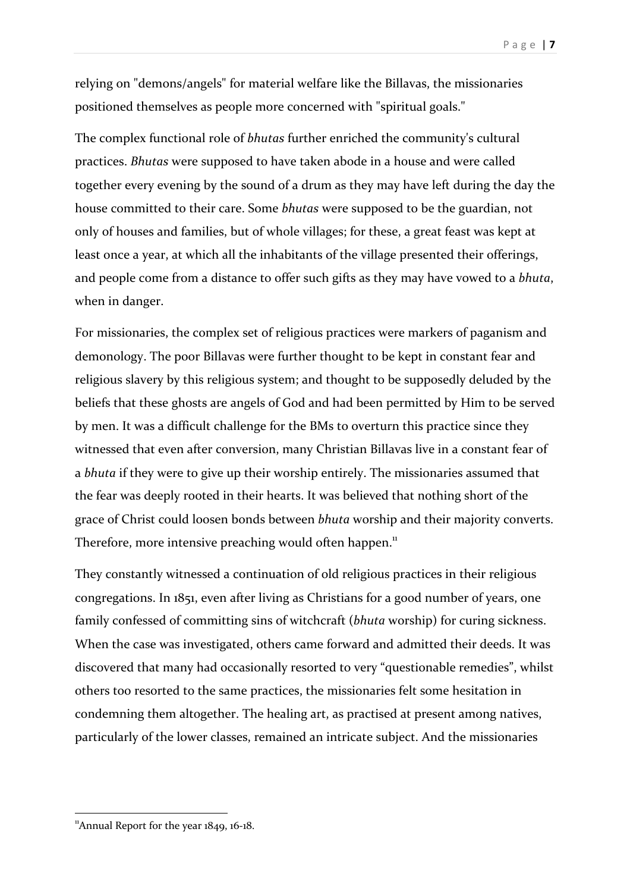relying on "demons/angels" for material welfare like the Billavas, the missionaries positioned themselves as people more concerned with "spiritual goals."

The complex functional role of *bhutas* further enriched the community's cultural practices. *Bhutas* were supposed to have taken abode in a house and were called together every evening by the sound of a drum as they may have left during the day the house committed to their care. Some *bhutas* were supposed to be the guardian, not only of houses and families, but of whole villages; for these, a great feast was kept at least once a year, at which all the inhabitants of the village presented their offerings, and people come from a distance to offer such gifts as they may have vowed to a *bhuta*, when in danger.

For missionaries, the complex set of religious practices were markers of paganism and demonology. The poor Billavas were further thought to be kept in constant fear and religious slavery by this religious system; and thought to be supposedly deluded by the beliefs that these ghosts are angels of God and had been permitted by Him to be served by men. It was a difficult challenge for the BMs to overturn this practice since they witnessed that even after conversion, many Christian Billavas live in a constant fear of a *bhuta* if they were to give up their worship entirely. The missionaries assumed that the fear was deeply rooted in their hearts. It was believed that nothing short of the grace of Christ could loosen bonds between *bhuta* worship and their majority converts. Therefore, more intensive preaching would often happen.[11]

They constantly witnessed a continuation of old religious practices in their religious congregations. In 1851, even after living as Christians for a good number of years, one family confessed of committing sins of witchcraft (*bhuta* worship) for curing sickness. When the case was investigated, others came forward and admitted their deeds. It was discovered that many had occasionally resorted to very "questionable remedies", whilst others too resorted to the same practices, the missionaries felt some hesitation in condemning them altogether. The healing art, as practised at present among natives, particularly of the lower classes, remained an intricate subject. And the missionaries

[11] Annual Report for the year 1849, 16-18.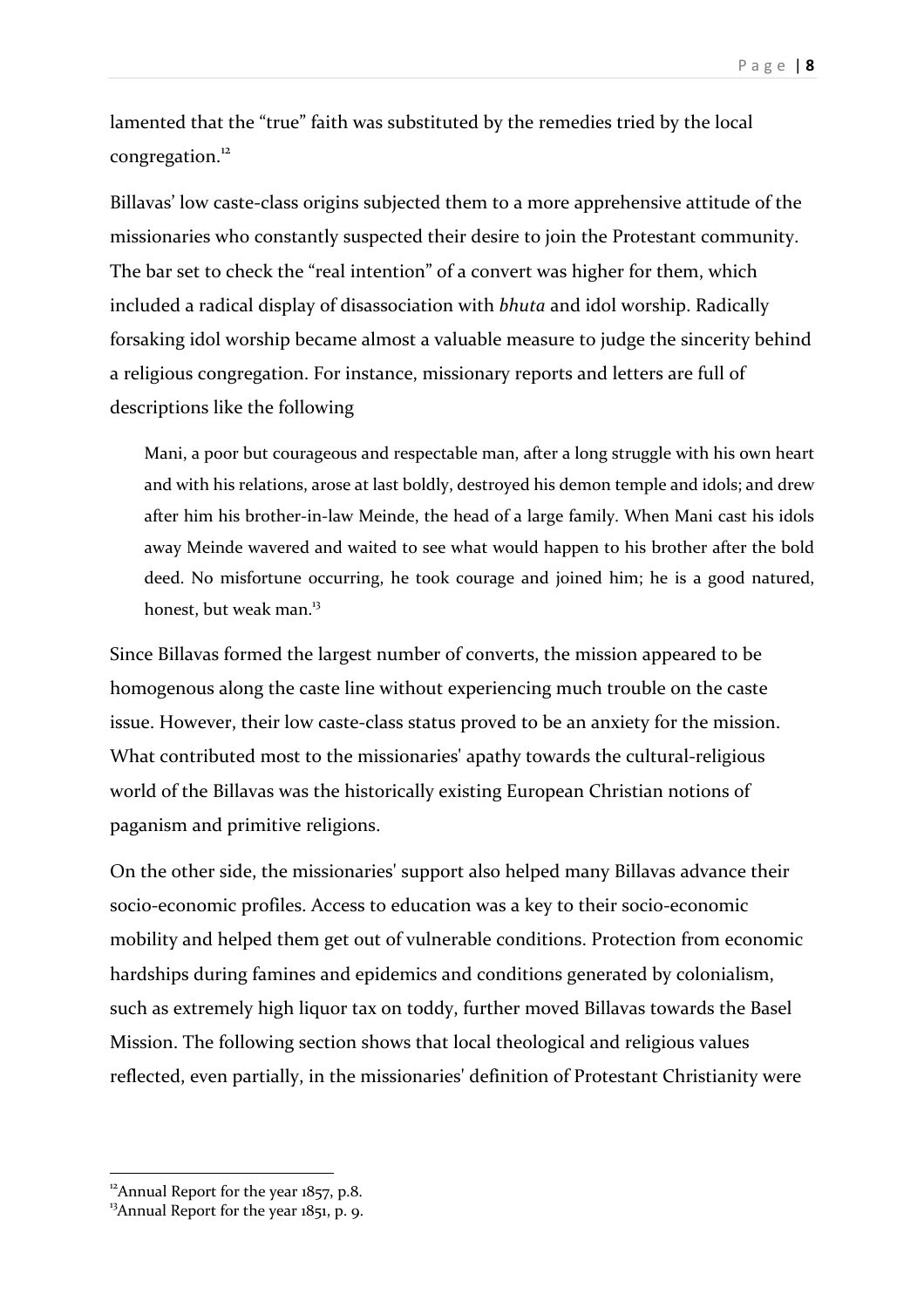lamented that the "true" faith was substituted by the remedies tried by the local congregation.[12]

Billavas' low caste-class origins subjected them to a more apprehensive attitude of the missionaries who constantly suspected their desire to join the Protestant community. The bar set to check the "real intention" of a convert was higher for them, which included a radical display of disassociation with *bhuta* and idol worship. Radically forsaking idol worship became almost a valuable measure to judge the sincerity behind a religious congregation. For instance, missionary reports and letters are full of descriptions like the following

> Mani, a poor but courageous and respectable man, after a long struggle with his own heart and with his relations, arose at last boldly, destroyed his demon temple and idols; and drew after him his brother-in-law Meinde, the head of a large family. When Mani cast his idols away Meinde wavered and waited to see what would happen to his brother after the bold deed. No misfortune occurring, he took courage and joined him; he is a good natured, honest, but weak man.[13]

Since Billavas formed the largest number of converts, the mission appeared to be homogenous along the caste line without experiencing much trouble on the caste issue. However, their low caste-class status proved to be an anxiety for the mission. What contributed most to the missionaries' apathy towards the cultural-religious world of the Billavas was the historically existing European Christian notions of paganism and primitive religions.

On the other side, the missionaries' support also helped many Billavas advance their socio-economic profiles. Access to education was a key to their socio-economic mobility and helped them get out of vulnerable conditions. Protection from economic hardships during famines and epidemics and conditions generated by colonialism, such as extremely high liquor tax on toddy, further moved Billavas towards the Basel Mission. The following section shows that local theological and religious values reflected, even partially, in the missionaries' definition of Protestant Christianity were

---

[12] Annual Report for the year 1857, p.8.

[13] Annual Report for the year 1851, p. 9.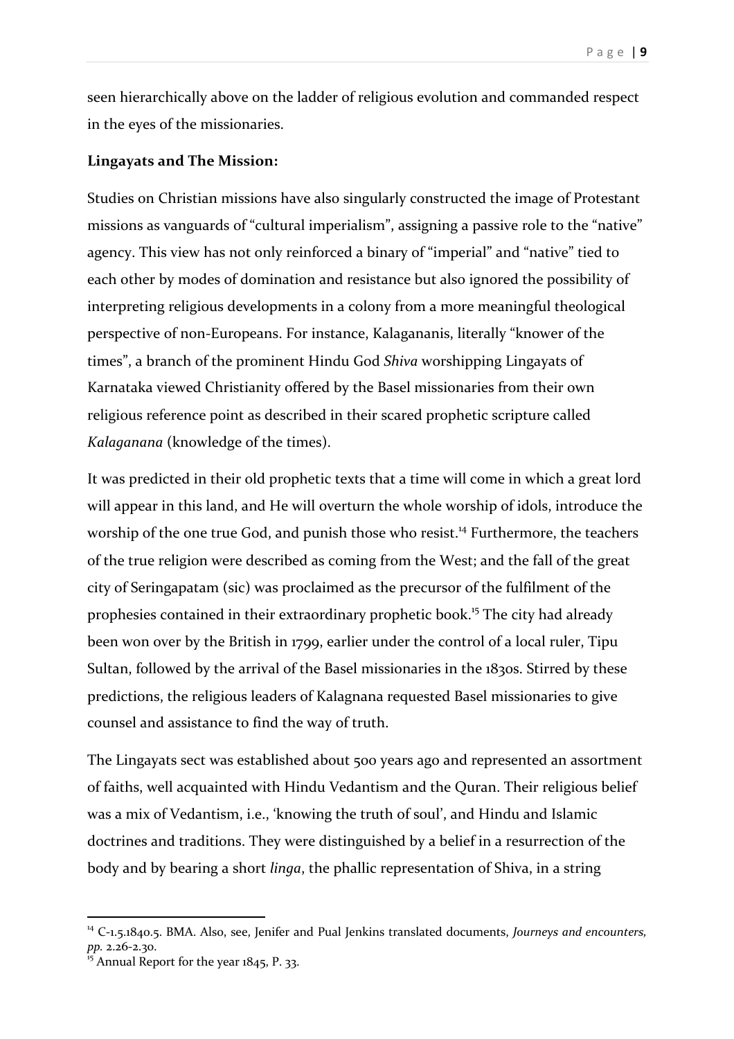seen hierarchically above on the ladder of religious evolution and commanded respect in the eyes of the missionaries.

**Lingayats and The Mission:**

Studies on Christian missions have also singularly constructed the image of Protestant missions as vanguards of "cultural imperialism", assigning a passive role to the "native" agency. This view has not only reinforced a binary of "imperial" and "native" tied to each other by modes of domination and resistance but also ignored the possibility of interpreting religious developments in a colony from a more meaningful theological perspective of non-Europeans. For instance, Kalagananis, literally "knower of the times", a branch of the prominent Hindu God *Shiva* worshipping Lingayats of Karnataka viewed Christianity offered by the Basel missionaries from their own religious reference point as described in their scared prophetic scripture called *Kalaganana* (knowledge of the times).

It was predicted in their old prophetic texts that a time will come in which a great lord will appear in this land, and He will overturn the whole worship of idols, introduce the worship of the one true God, and punish those who resist.[14] Furthermore, the teachers of the true religion were described as coming from the West; and the fall of the great city of Seringapatam (sic) was proclaimed as the precursor of the fulfilment of the prophesies contained in their extraordinary prophetic book.[15] The city had already been won over by the British in 1799, earlier under the control of a local ruler, Tipu Sultan, followed by the arrival of the Basel missionaries in the 1830s. Stirred by these predictions, the religious leaders of Kalagnana requested Basel missionaries to give counsel and assistance to find the way of truth.

The Lingayats sect was established about 500 years ago and represented an assortment of faiths, well acquainted with Hindu Vedantism and the Quran. Their religious belief was a mix of Vedantism, i.e., 'knowing the truth of soul', and Hindu and Islamic doctrines and traditions. They were distinguished by a belief in a resurrection of the body and by bearing a short *linga*, the phallic representation of Shiva, in a string

---

[14] C-1.5.1840.5. BMA. Also, see, Jenifer and Pual Jenkins translated documents, *Journeys and encounters, pp.* 2.26-2.30.

[15] Annual Report for the year 1845, P. 33.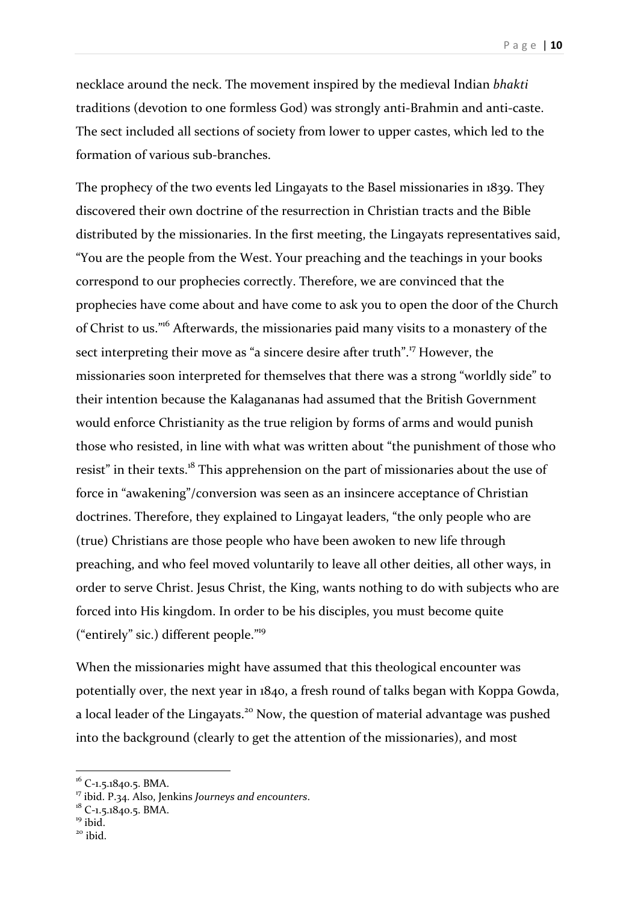necklace around the neck. The movement inspired by the medieval Indian *bhakti* traditions (devotion to one formless God) was strongly anti-Brahmin and anti-caste. The sect included all sections of society from lower to upper castes, which led to the formation of various sub-branches.

The prophecy of the two events led Lingayats to the Basel missionaries in 1839. They discovered their own doctrine of the resurrection in Christian tracts and the Bible distributed by the missionaries. In the first meeting, the Lingayats representatives said, "You are the people from the West. Your preaching and the teachings in your books correspond to our prophecies correctly. Therefore, we are convinced that the prophecies have come about and have come to ask you to open the door of the Church of Christ to us."[16] Afterwards, the missionaries paid many visits to a monastery of the sect interpreting their move as "a sincere desire after truth".[17] However, the missionaries soon interpreted for themselves that there was a strong "worldly side" to their intention because the Kalagananas had assumed that the British Government would enforce Christianity as the true religion by forms of arms and would punish those who resisted, in line with what was written about "the punishment of those who resist" in their texts.[18] This apprehension on the part of missionaries about the use of force in "awakening"/conversion was seen as an insincere acceptance of Christian doctrines. Therefore, they explained to Lingayat leaders, "the only people who are (true) Christians are those people who have been awoken to new life through preaching, and who feel moved voluntarily to leave all other deities, all other ways, in order to serve Christ. Jesus Christ, the King, wants nothing to do with subjects who are forced into His kingdom. In order to be his disciples, you must become quite ("entirely" sic.) different people."[19]

When the missionaries might have assumed that this theological encounter was potentially over, the next year in 1840, a fresh round of talks began with Koppa Gowda, a local leader of the Lingayats.[20] Now, the question of material advantage was pushed into the background (clearly to get the attention of the missionaries), and most

---

[16] C-1.5.1840.5. BMA.

[17] ibid. P.34. Also, Jenkins *Journeys and encounters*.

[18] C-1.5.1840.5. BMA.

[19] ibid.

[20] ibid.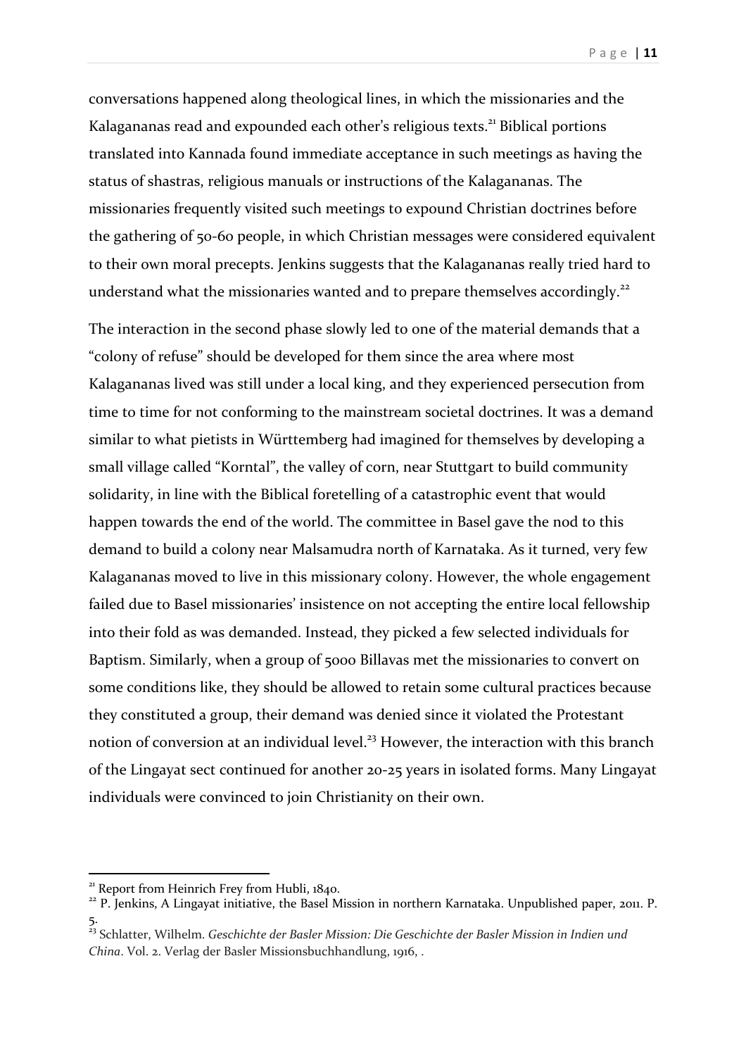conversations happened along theological lines, in which the missionaries and the Kalagananas read and expounded each other's religious texts.[21] Biblical portions translated into Kannada found immediate acceptance in such meetings as having the status of shastras, religious manuals or instructions of the Kalagananas. The missionaries frequently visited such meetings to expound Christian doctrines before the gathering of 50-60 people, in which Christian messages were considered equivalent to their own moral precepts. Jenkins suggests that the Kalagananas really tried hard to understand what the missionaries wanted and to prepare themselves accordingly.[22]

The interaction in the second phase slowly led to one of the material demands that a "colony of refuse" should be developed for them since the area where most Kalagananas lived was still under a local king, and they experienced persecution from time to time for not conforming to the mainstream societal doctrines. It was a demand similar to what pietists in Württemberg had imagined for themselves by developing a small village called "Korntal", the valley of corn, near Stuttgart to build community solidarity, in line with the Biblical foretelling of a catastrophic event that would happen towards the end of the world. The committee in Basel gave the nod to this demand to build a colony near Malsamudra north of Karnataka. As it turned, very few Kalagananas moved to live in this missionary colony. However, the whole engagement failed due to Basel missionaries' insistence on not accepting the entire local fellowship into their fold as was demanded. Instead, they picked a few selected individuals for Baptism. Similarly, when a group of 5000 Billavas met the missionaries to convert on some conditions like, they should be allowed to retain some cultural practices because they constituted a group, their demand was denied since it violated the Protestant notion of conversion at an individual level.[23] However, the interaction with this branch of the Lingayat sect continued for another 20-25 years in isolated forms. Many Lingayat individuals were convinced to join Christianity on their own.

---

[21] Report from Heinrich Frey from Hubli, 1840.

[22] P. Jenkins, A Lingayat initiative, the Basel Mission in northern Karnataka. Unpublished paper, 2011. P. 5.

[23] Schlatter, Wilhelm. *Geschichte der Basler Mission: Die Geschichte der Basler Mission in Indien und China*. Vol. 2. Verlag der Basler Missionsbuchhandlung, 1916, .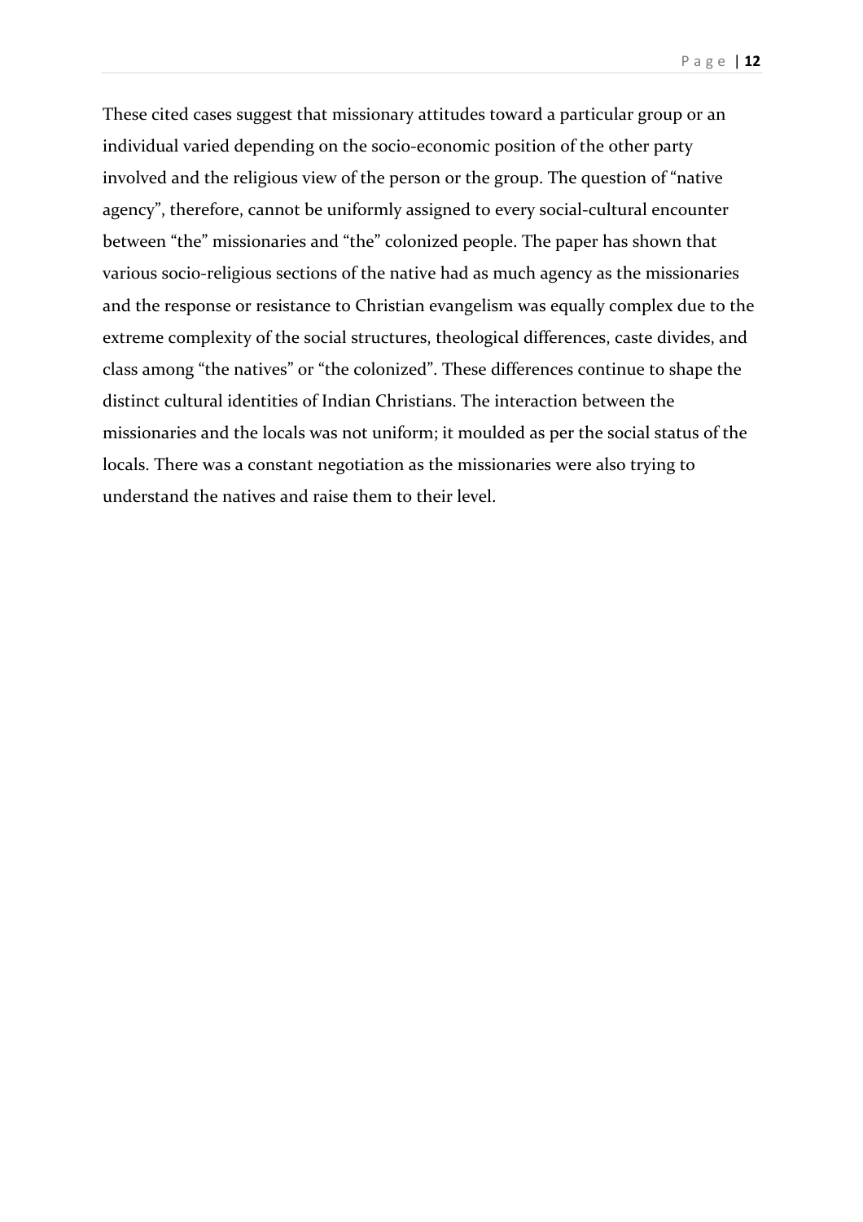These cited cases suggest that missionary attitudes toward a particular group or an individual varied depending on the socio-economic position of the other party involved and the religious view of the person or the group. The question of "native agency", therefore, cannot be uniformly assigned to every social-cultural encounter between "the" missionaries and "the" colonized people. The paper has shown that various socio-religious sections of the native had as much agency as the missionaries and the response or resistance to Christian evangelism was equally complex due to the extreme complexity of the social structures, theological differences, caste divides, and class among "the natives" or "the colonized". These differences continue to shape the distinct cultural identities of Indian Christians. The interaction between the missionaries and the locals was not uniform; it moulded as per the social status of the locals. There was a constant negotiation as the missionaries were also trying to understand the natives and raise them to their level.